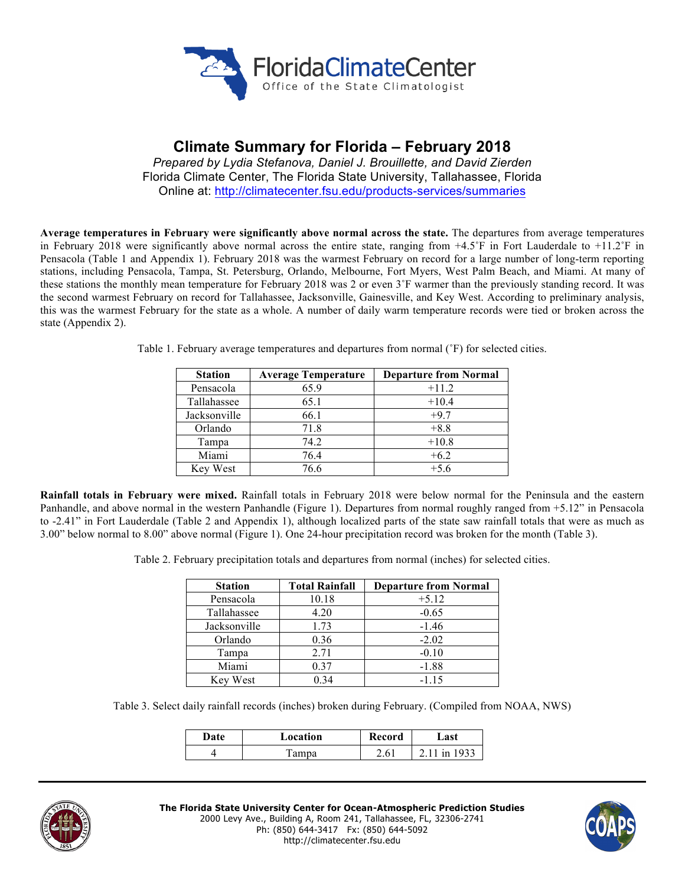Florida Climate Center

Office of the State Climatologist

# Climate Summary for Florida – February 2018

*Prepared by Lydia Stefanova, Daniel J. Brouillette, and David Zierden*

Florida Climate Center, The Florida State University, Tallahassee, Florida

Online at: http://climatecenter.fsu.edu/products-services/summaries

**Average temperatures in February were significantly above normal across the state.** The departures from average temperatures in February 2018 were significantly above normal across the entire state, ranging from +4.5˚F in Fort Lauderdale to +11.2˚F in Pensacola (Table 1 and Appendix 1). February 2018 was the warmest February on record for a large number of long-term reporting stations, including Pensacola, Tampa, St. Petersburg, Orlando, Melbourne, Fort Myers, West Palm Beach, and Miami. At many of these stations the monthly mean temperature for February 2018 was 2 or even 3˚F warmer than the previously standing record. It was the second warmest February on record for Tallahassee, Jacksonville, Gainesville, and Key West. According to preliminary analysis, this was the warmest February for the state as a whole. A number of daily warm temperature records were tied or broken across the state (Appendix 2).

Table 1. February average temperatures and departures from normal (˚F) for selected cities.

| Station | Average Temperature | Departure from Normal |
|---|---|---|
| Pensacola | 65.9 | +11.2 |
| Tallahassee | 65.1 | +10.4 |
| Jacksonville | 66.1 | +9.7 |
| Orlando | 71.8 | +8.8 |
| Tampa | 74.2 | +10.8 |
| Miami | 76.4 | +6.2 |
| Key West | 76.6 | +5.6 |

**Rainfall totals in February were mixed.** Rainfall totals in February 2018 were below normal for the Peninsula and the eastern Panhandle, and above normal in the western Panhandle (Figure 1). Departures from normal roughly ranged from +5.12" in Pensacola to -2.41" in Fort Lauderdale (Table 2 and Appendix 1), although localized parts of the state saw rainfall totals that were as much as 3.00" below normal to 8.00" above normal (Figure 1). One 24-hour precipitation record was broken for the month (Table 3).

Table 2. February precipitation totals and departures from normal (inches) for selected cities.

| Station | Total Rainfall | Departure from Normal |
|---|---|---|
| Pensacola | 10.18 | +5.12 |
| Tallahassee | 4.20 | -0.65 |
| Jacksonville | 1.73 | -1.46 |
| Orlando | 0.36 | -2.02 |
| Tampa | 2.71 | -0.10 |
| Miami | 0.37 | -1.88 |
| Key West | 0.34 | -1.15 |

Table 3. Select daily rainfall records (inches) broken during February. (Compiled from NOAA, NWS)

| Date | Location | Record | Last |
|---|---|---|---|
| 4 | Tampa | 2.61 | 2.11 in 1933 |

**The Florida State University Center for Ocean-Atmospheric Prediction Studies**
2000 Levy Ave., Building A, Room 241, Tallahassee, FL, 32306-2741
Ph: (850) 644-3417 Fx: (850) 644-5092
http://climatecenter.fsu.edu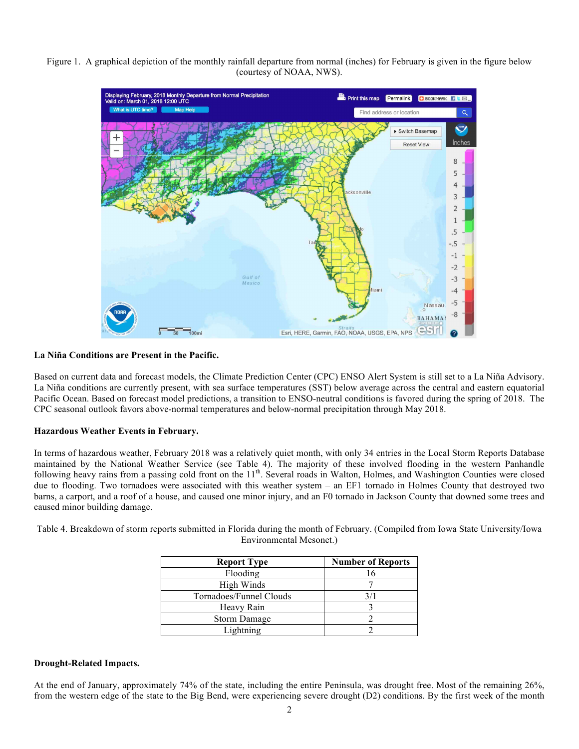Figure 1. A graphical depiction of the monthly rainfall departure from normal (inches) for February is given in the figure below (courtesy of NOAA, NWS).

**La Niña Conditions are Present in the Pacific.**

Based on current data and forecast models, the Climate Prediction Center (CPC) ENSO Alert System is still set to a La Niña Advisory. La Niña conditions are currently present, with sea surface temperatures (SST) below average across the central and eastern equatorial Pacific Ocean. Based on forecast model predictions, a transition to ENSO-neutral conditions is favored during the spring of 2018. The CPC seasonal outlook favors above-normal temperatures and below-normal precipitation through May 2018.

**Hazardous Weather Events in February.**

In terms of hazardous weather, February 2018 was a relatively quiet month, with only 34 entries in the Local Storm Reports Database maintained by the National Weather Service (see Table 4). The majority of these involved flooding in the western Panhandle following heavy rains from a passing cold front on the 11th. Several roads in Walton, Holmes, and Washington Counties were closed due to flooding. Two tornadoes were associated with this weather system – an EF1 tornado in Holmes County that destroyed two barns, a carport, and a roof of a house, and caused one minor injury, and an F0 tornado in Jackson County that downed some trees and caused minor building damage.

Table 4. Breakdown of storm reports submitted in Florida during the month of February. (Compiled from Iowa State University/Iowa Environmental Mesonet.)

| Report Type | Number of Reports |
|---|---|
| Flooding | 16 |
| High Winds | 7 |
| Tornadoes/Funnel Clouds | 3/1 |
| Heavy Rain | 3 |
| Storm Damage | 2 |
| Lightning | 2 |

**Drought-Related Impacts.**

At the end of January, approximately 74% of the state, including the entire Peninsula, was drought free. Most of the remaining 26%, from the western edge of the state to the Big Bend, were experiencing severe drought (D2) conditions. By the first week of the month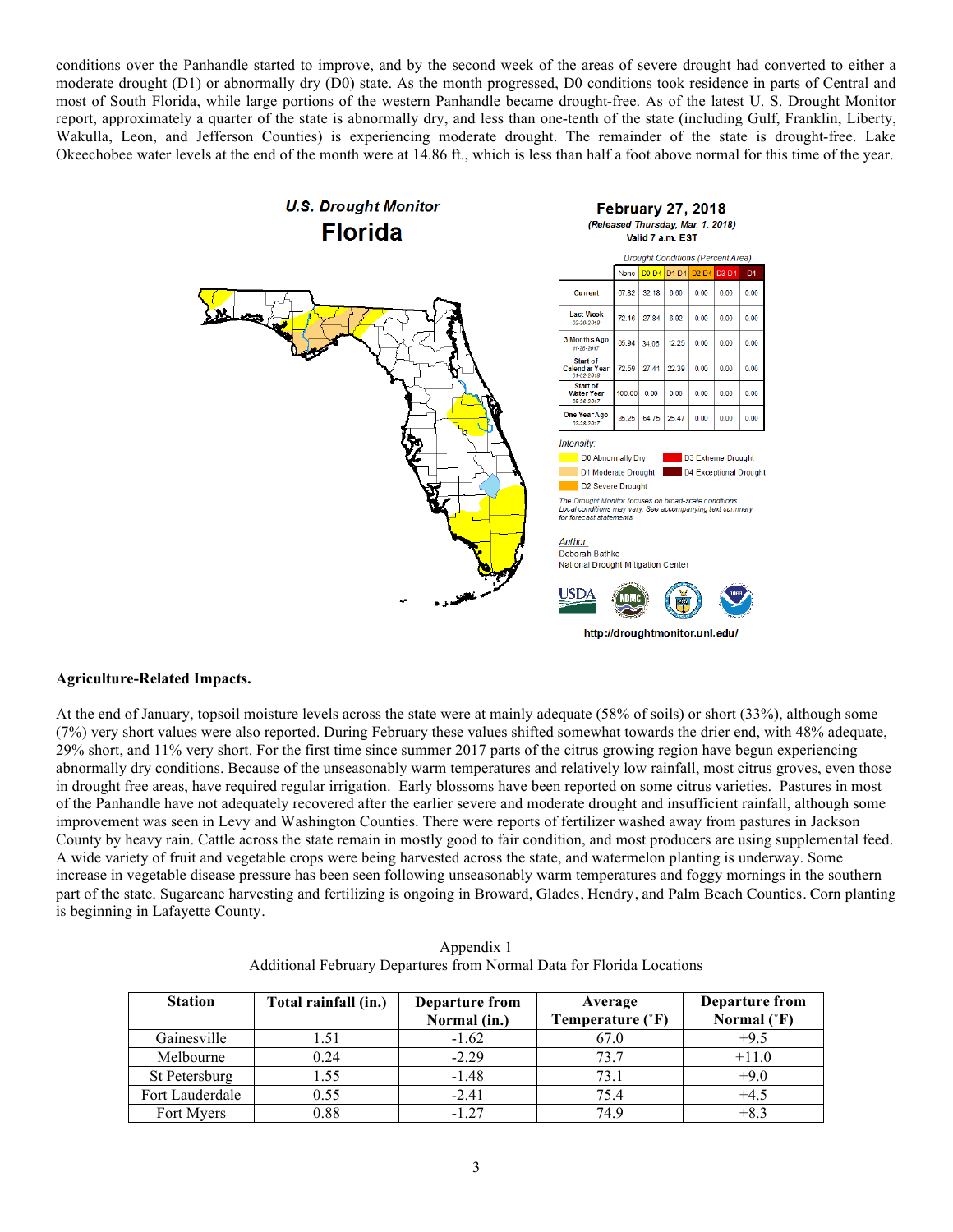conditions over the Panhandle started to improve, and by the second week of the areas of severe drought had converted to either a moderate drought (D1) or abnormally dry (D0) state. As the month progressed, D0 conditions took residence in parts of Central and most of South Florida, while large portions of the western Panhandle became drought-free. As of the latest U. S. Drought Monitor report, approximately a quarter of the state is abnormally dry, and less than one-tenth of the state (including Gulf, Franklin, Liberty, Wakulla, Leon, and Jefferson Counties) is experiencing moderate drought. The remainder of the state is drought-free. Lake Okeechobee water levels at the end of the month were at 14.86 ft., which is less than half a foot above normal for this time of the year.

**U.S. Drought Monitor**
**Florida**

**February 27, 2018**
*(Released Thursday, Mar. 1, 2018)*
Valid 7 a.m. EST

*Drought Conditions (Percent Area)*

| | None | D0-D4 | D1-D4 | D2-D4 | D3-D4 | D4 |
|---|---|---|---|---|---|---|
| Current | 67.82 | 32.18 | 6.60 | 0.00 | 0.00 | 0.00 |
| Last Week 02-20-2018 | 72.16 | 27.84 | 6.92 | 0.00 | 0.00 | 0.00 |
| 3 Months Ago 11-28-2017 | 65.94 | 34.06 | 12.25 | 0.00 | 0.00 | 0.00 |
| Start of Calendar Year 01-02-2018 | 72.59 | 27.41 | 22.39 | 0.00 | 0.00 | 0.00 |
| Start of Water Year 09-26-2017 | 100.00 | 0.00 | 0.00 | 0.00 | 0.00 | 0.00 |
| One Year Ago 02-28-2017 | 35.25 | 64.75 | 25.47 | 0.00 | 0.00 | 0.00 |

*Intensity:*
D0 Abnormally Dry
D1 Moderate Drought
D2 Severe Drought
D3 Extreme Drought
D4 Exceptional Drought

*The Drought Monitor focuses on broad-scale conditions. Local conditions may vary. See accompanying text summary for forecast statements.*

*Author:*
Deborah Bathke
National Drought Mitigation Center

http://droughtmonitor.unl.edu/

**Agriculture-Related Impacts.**

At the end of January, topsoil moisture levels across the state were at mainly adequate (58% of soils) or short (33%), although some (7%) very short values were also reported. During February these values shifted somewhat towards the drier end, with 48% adequate, 29% short, and 11% very short. For the first time since summer 2017 parts of the citrus growing region have begun experiencing abnormally dry conditions. Because of the unseasonably warm temperatures and relatively low rainfall, most citrus groves, even those in drought free areas, have required regular irrigation. Early blossoms have been reported on some citrus varieties. Pastures in most of the Panhandle have not adequately recovered after the earlier severe and moderate drought and insufficient rainfall, although some improvement was seen in Levy and Washington Counties. There were reports of fertilizer washed away from pastures in Jackson County by heavy rain. Cattle across the state remain in mostly good to fair condition, and most producers are using supplemental feed. A wide variety of fruit and vegetable crops were being harvested across the state, and watermelon planting is underway. Some increase in vegetable disease pressure has been seen following unseasonably warm temperatures and foggy mornings in the southern part of the state. Sugarcane harvesting and fertilizing is ongoing in Broward, Glades, Hendry, and Palm Beach Counties. Corn planting is beginning in Lafayette County.

Appendix 1
Additional February Departures from Normal Data for Florida Locations

| Station | Total rainfall (in.) | Departure from Normal (in.) | Average Temperature (˚F) | Departure from Normal (˚F) |
|---|---|---|---|---|
| Gainesville | 1.51 | -1.62 | 67.0 | +9.5 |
| Melbourne | 0.24 | -2.29 | 73.7 | +11.0 |
| St Petersburg | 1.55 | -1.48 | 73.1 | +9.0 |
| Fort Lauderdale | 0.55 | -2.41 | 75.4 | +4.5 |
| Fort Myers | 0.88 | -1.27 | 74.9 | +8.3 |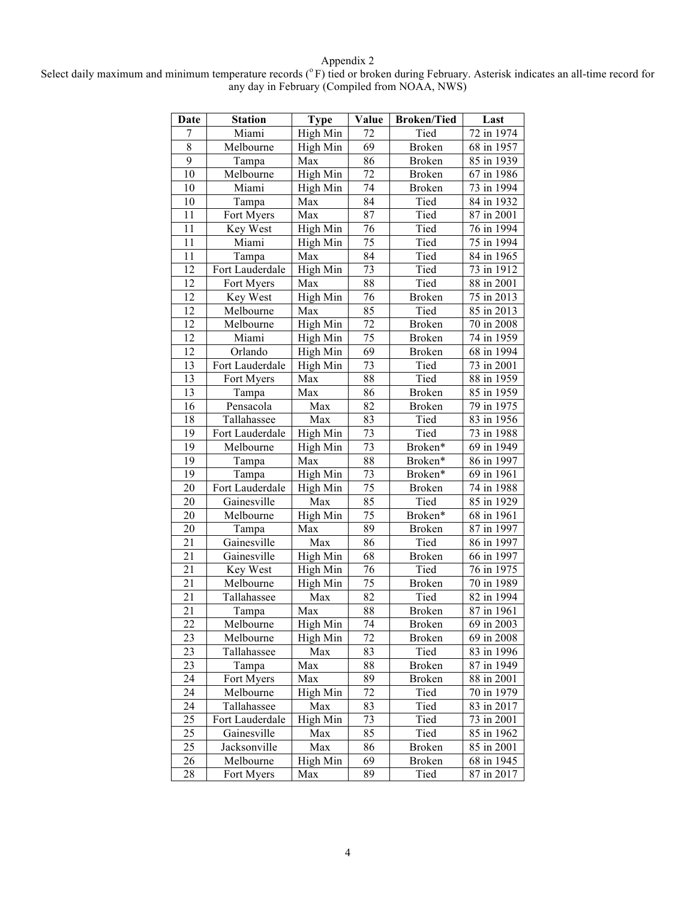Appendix 2

Select daily maximum and minimum temperature records ($^{o}$F) tied or broken during February. Asterisk indicates an all-time record for any day in February (Compiled from NOAA, NWS)

| Date | Station | Type | Value | Broken/Tied | Last |
|---|---|---|---|---|---|
| 7 | Miami | High Min | 72 | Tied | 72 in 1974 |
| 8 | Melbourne | High Min | 69 | Broken | 68 in 1957 |
| 9 | Tampa | Max | 86 | Broken | 85 in 1939 |
| 10 | Melbourne | High Min | 72 | Broken | 67 in 1986 |
| 10 | Miami | High Min | 74 | Broken | 73 in 1994 |
| 10 | Tampa | Max | 84 | Tied | 84 in 1932 |
| 11 | Fort Myers | Max | 87 | Tied | 87 in 2001 |
| 11 | Key West | High Min | 76 | Tied | 76 in 1994 |
| 11 | Miami | High Min | 75 | Tied | 75 in 1994 |
| 11 | Tampa | Max | 84 | Tied | 84 in 1965 |
| 12 | Fort Lauderdale | High Min | 73 | Tied | 73 in 1912 |
| 12 | Fort Myers | Max | 88 | Tied | 88 in 2001 |
| 12 | Key West | High Min | 76 | Broken | 75 in 2013 |
| 12 | Melbourne | Max | 85 | Tied | 85 in 2013 |
| 12 | Melbourne | High Min | 72 | Broken | 70 in 2008 |
| 12 | Miami | High Min | 75 | Broken | 74 in 1959 |
| 12 | Orlando | High Min | 69 | Broken | 68 in 1994 |
| 13 | Fort Lauderdale | High Min | 73 | Tied | 73 in 2001 |
| 13 | Fort Myers | Max | 88 | Tied | 88 in 1959 |
| 13 | Tampa | Max | 86 | Broken | 85 in 1959 |
| 16 | Pensacola | Max | 82 | Broken | 79 in 1975 |
| 18 | Tallahassee | Max | 83 | Tied | 83 in 1956 |
| 19 | Fort Lauderdale | High Min | 73 | Tied | 73 in 1988 |
| 19 | Melbourne | High Min | 73 | Broken* | 69 in 1949 |
| 19 | Tampa | Max | 88 | Broken* | 86 in 1997 |
| 19 | Tampa | High Min | 73 | Broken* | 69 in 1961 |
| 20 | Fort Lauderdale | High Min | 75 | Broken | 74 in 1988 |
| 20 | Gainesville | Max | 85 | Tied | 85 in 1929 |
| 20 | Melbourne | High Min | 75 | Broken* | 68 in 1961 |
| 20 | Tampa | Max | 89 | Broken | 87 in 1997 |
| 21 | Gainesville | Max | 86 | Tied | 86 in 1997 |
| 21 | Gainesville | High Min | 68 | Broken | 66 in 1997 |
| 21 | Key West | High Min | 76 | Tied | 76 in 1975 |
| 21 | Melbourne | High Min | 75 | Broken | 70 in 1989 |
| 21 | Tallahassee | Max | 82 | Tied | 82 in 1994 |
| 21 | Tampa | Max | 88 | Broken | 87 in 1961 |
| 22 | Melbourne | High Min | 74 | Broken | 69 in 2003 |
| 23 | Melbourne | High Min | 72 | Broken | 69 in 2008 |
| 23 | Tallahassee | Max | 83 | Tied | 83 in 1996 |
| 23 | Tampa | Max | 88 | Broken | 87 in 1949 |
| 24 | Fort Myers | Max | 89 | Broken | 88 in 2001 |
| 24 | Melbourne | High Min | 72 | Tied | 70 in 1979 |
| 24 | Tallahassee | Max | 83 | Tied | 83 in 2017 |
| 25 | Fort Lauderdale | High Min | 73 | Tied | 73 in 2001 |
| 25 | Gainesville | Max | 85 | Tied | 85 in 1962 |
| 25 | Jacksonville | Max | 86 | Broken | 85 in 2001 |
| 26 | Melbourne | High Min | 69 | Broken | 68 in 1945 |
| 28 | Fort Myers | Max | 89 | Tied | 87 in 2017 |